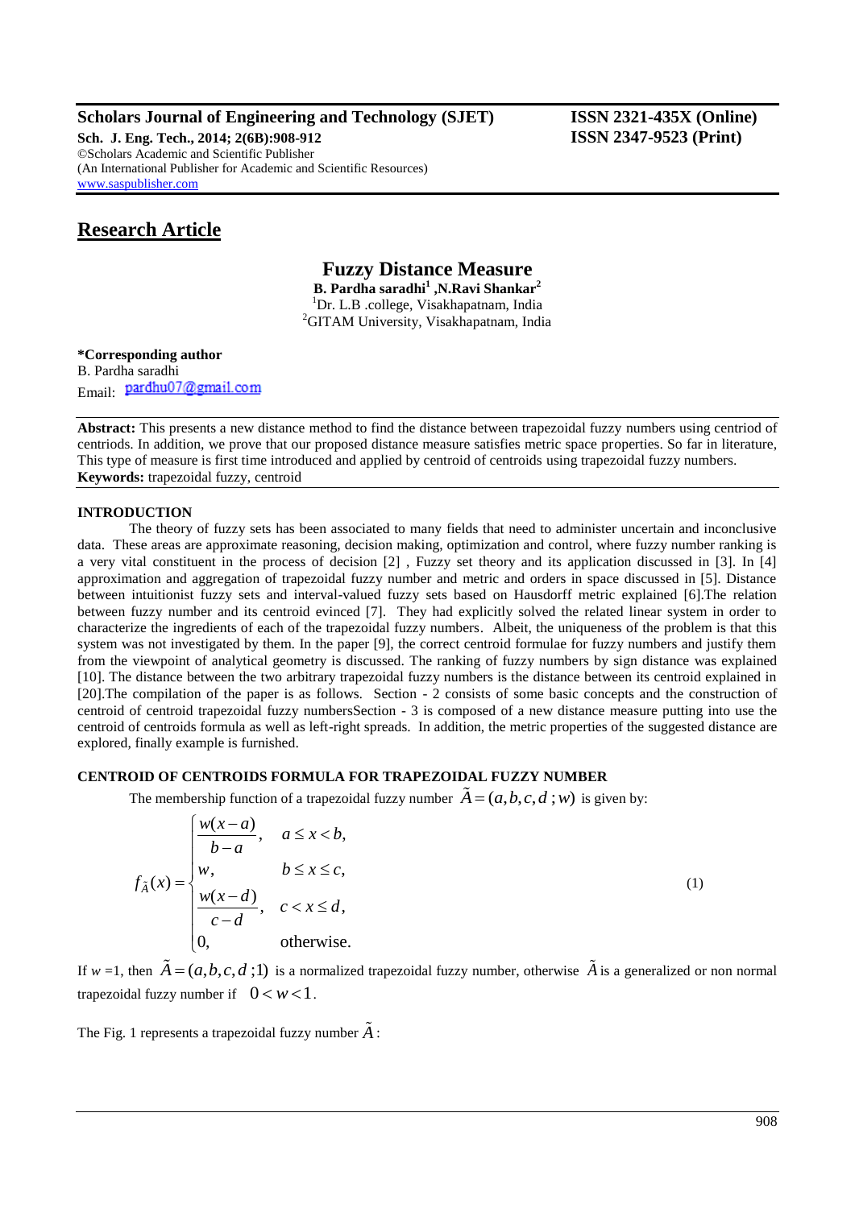**Scholars Journal of Engineering and Technology (SJET)** **ISSN 2321-435X (Online)**
**Sch. J. Eng. Tech., 2014; 2(6B):908-912** **ISSN 2347-9523 (Print)**
©Scholars Academic and Scientific Publisher
(An International Publisher for Academic and Scientific Resources)
www.saspublisher.com

## Research Article

# Fuzzy Distance Measure

**B. Pardha saradhi[1] ,N.Ravi Shankar[2]**
[1]Dr. L.B .college, Visakhapatnam, India
[2]GITAM University, Visakhapatnam, India

**\*Corresponding author**
B. Pardha saradhi
Email: pardhu07@gmail.com

**Abstract:** This presents a new distance method to find the distance between trapezoidal fuzzy numbers using centriod of centriods. In addition, we prove that our proposed distance measure satisfies metric space properties. So far in literature, This type of measure is first time introduced and applied by centroid of centroids using trapezoidal fuzzy numbers.
**Keywords:** trapezoidal fuzzy, centroid

## INTRODUCTION

The theory of fuzzy sets has been associated to many fields that need to administer uncertain and inconclusive data. These areas are approximate reasoning, decision making, optimization and control, where fuzzy number ranking is a very vital constituent in the process of decision [2] , Fuzzy set theory and its application discussed in [3]. In [4] approximation and aggregation of trapezoidal fuzzy number and metric and orders in space discussed in [5]. Distance between intuitionist fuzzy sets and interval-valued fuzzy sets based on Hausdorff metric explained [6].The relation between fuzzy number and its centroid evinced [7]. They had explicitly solved the related linear system in order to characterize the ingredients of each of the trapezoidal fuzzy numbers. Albeit, the uniqueness of the problem is that this system was not investigated by them. In the paper [9], the correct centroid formulae for fuzzy numbers and justify them from the viewpoint of analytical geometry is discussed. The ranking of fuzzy numbers by sign distance was explained [10]. The distance between the two arbitrary trapezoidal fuzzy numbers is the distance between its centroid explained in [20].The compilation of the paper is as follows. Section - 2 consists of some basic concepts and the construction of centroid of centroid trapezoidal fuzzy numbersSection - 3 is composed of a new distance measure putting into use the centroid of centroids formula as well as left-right spreads. In addition, the metric properties of the suggested distance are explored, finally example is furnished.

## CENTROID OF CENTROIDS FORMULA FOR TRAPEZOIDAL FUZZY NUMBER

The membership function of a trapezoidal fuzzy number $\tilde{A} = (a, b, c, d\,; w)$ is given by:

$$f_{\tilde{A}}(x) = \begin{cases} \dfrac{w(x-a)}{b-a}, & a \le x < b, \\ w, & b \le x \le c, \\ \dfrac{w(x-d)}{c-d}, & c < x \le d, \\ 0, & \text{otherwise.} \end{cases} \tag{1}$$

If $w = 1$, then $\tilde{A} = (a, b, c, d\,; 1)$ is a normalized trapezoidal fuzzy number, otherwise $\tilde{A}$ is a generalized or non normal trapezoidal fuzzy number if $0 < w < 1$.

The Fig. 1 represents a trapezoidal fuzzy number $\tilde{A}$ :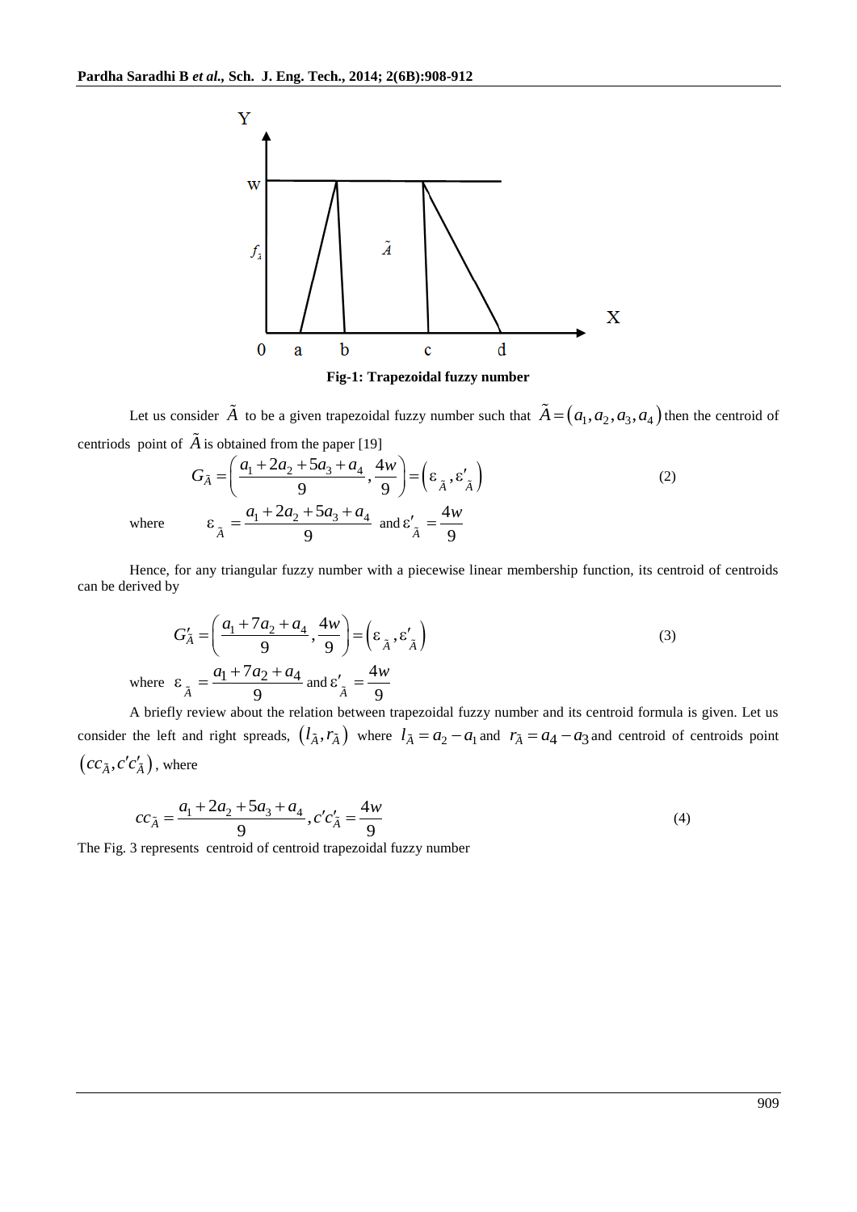Fig-1: Trapezoidal fuzzy number

Let us consider $\tilde{A}$ to be a given trapezoidal fuzzy number such that $\tilde{A} = (a_1, a_2, a_3, a_4)$ then the centroid of centriods point of $\tilde{A}$ is obtained from the paper [19]

$$G_{\tilde{A}} = \left( \frac{a_1 + 2a_2 + 5a_3 + a_4}{9}, \frac{4w}{9} \right) = \left( \varepsilon_{\tilde{A}}, \varepsilon'_{\tilde{A}} \right) \tag{2}$$

where $\varepsilon_{\tilde{A}} = \frac{a_1 + 2a_2 + 5a_3 + a_4}{9}$ and $\varepsilon'_{\tilde{A}} = \frac{4w}{9}$

Hence, for any triangular fuzzy number with a piecewise linear membership function, its centroid of centroids can be derived by

$$G'_{\tilde{A}} = \left( \frac{a_1 + 7a_2 + a_4}{9}, \frac{4w}{9} \right) = \left( \varepsilon_{\tilde{A}}, \varepsilon'_{\tilde{A}} \right) \tag{3}$$

where $\varepsilon_{\tilde{A}} = \frac{a_1 + 7a_2 + a_4}{9}$ and $\varepsilon'_{\tilde{A}} = \frac{4w}{9}$

A briefly review about the relation between trapezoidal fuzzy number and its centroid formula is given. Let us consider the left and right spreads, $(l_{\tilde{A}}, r_{\tilde{A}})$ where $l_{\tilde{A}} = a_2 - a_1$ and $r_{\tilde{A}} = a_4 - a_3$ and centroid of centroids point $(cc_{\tilde{A}}, c'c'_{\tilde{A}})$, where

$$cc_{\tilde{A}} = \frac{a_1 + 2a_2 + 5a_3 + a_4}{9}, c'c'_{\tilde{A}} = \frac{4w}{9} \tag{4}$$

The Fig. 3 represents centroid of centroid trapezoidal fuzzy number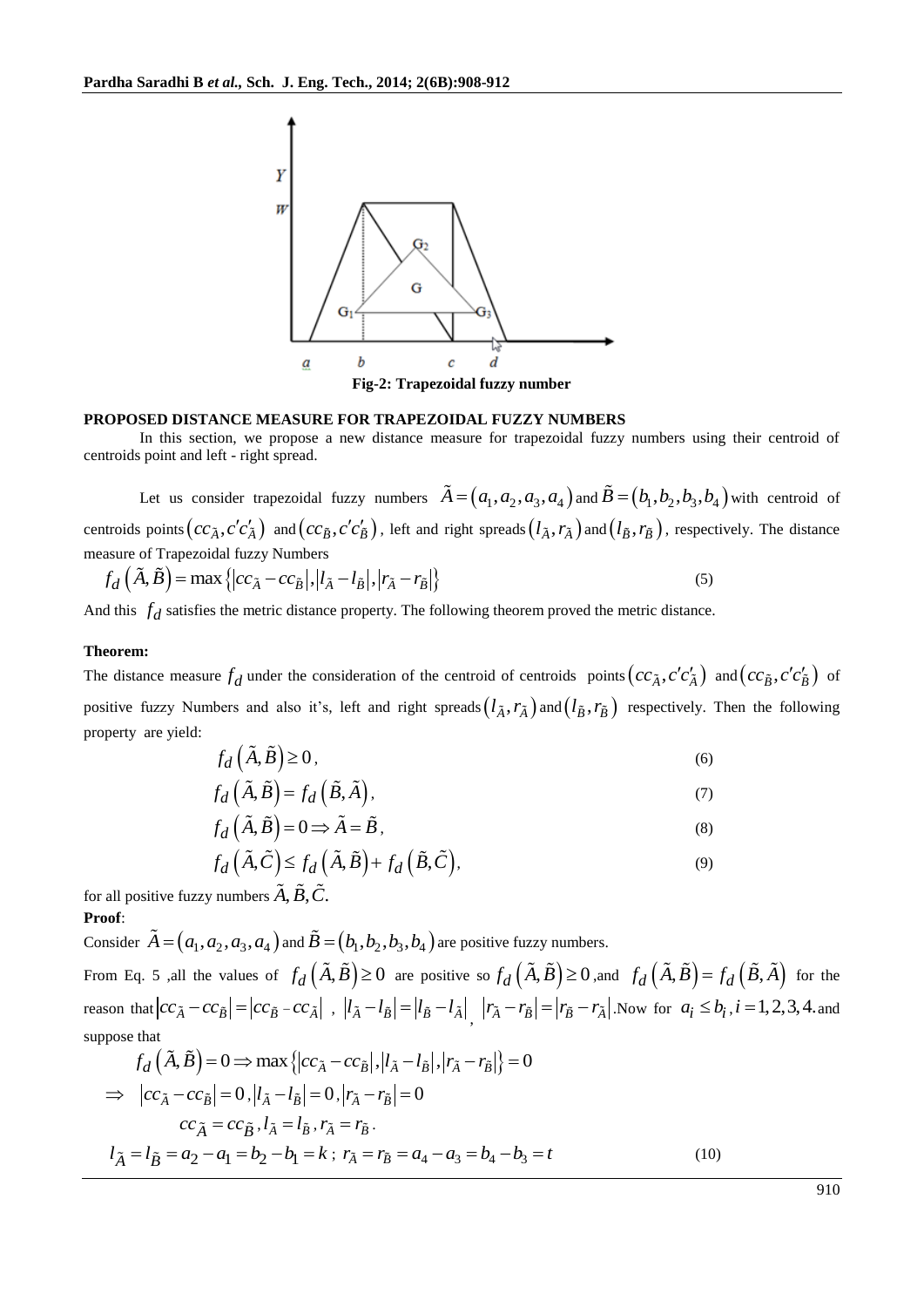Fig-2: Trapezoidal fuzzy number

**PROPOSED DISTANCE MEASURE FOR TRAPEZOIDAL FUZZY NUMBERS**

In this section, we propose a new distance measure for trapezoidal fuzzy numbers using their centroid of centroids point and left - right spread.

Let us consider trapezoidal fuzzy numbers $\tilde{A} = (a_1, a_2, a_3, a_4)$ and $\tilde{B} = (b_1, b_2, b_3, b_4)$ with centroid of centroids points $(cc_{\tilde{A}}, c'c'_{\tilde{A}})$ and $(cc_{\tilde{B}}, c'c'_{\tilde{B}})$, left and right spreads $(l_{\tilde{A}}, r_{\tilde{A}})$ and $(l_{\tilde{B}}, r_{\tilde{B}})$, respectively. The distance measure of Trapezoidal fuzzy Numbers

$$f_d\left(\tilde{A}, \tilde{B}\right) = \max\left\{\left|cc_{\tilde{A}} - cc_{\tilde{B}}\right|, \left|l_{\tilde{A}} - l_{\tilde{B}}\right|, \left|r_{\tilde{A}} - r_{\tilde{B}}\right|\right\} \tag{5}$$

And this $f_d$ satisfies the metric distance property. The following theorem proved the metric distance.

**Theorem:**

The distance measure $f_d$ under the consideration of the centroid of centroids points $(cc_{\tilde{A}}, c'c'_{\tilde{A}})$ and $(cc_{\tilde{B}}, c'c'_{\tilde{B}})$ of positive fuzzy Numbers and also it's, left and right spreads $(l_{\tilde{A}}, r_{\tilde{A}})$ and $(l_{\tilde{B}}, r_{\tilde{B}})$ respectively. Then the following property are yield:

$$f_d\left(\tilde{A}, \tilde{B}\right) \geq 0, \tag{6}$$

$$f_d\left(\tilde{A}, \tilde{B}\right) = f_d\left(\tilde{B}, \tilde{A}\right), \tag{7}$$

$$f_d\left(\tilde{A}, \tilde{B}\right) = 0 \Rightarrow \tilde{A} = \tilde{B}, \tag{8}$$

$$f_d\left(\tilde{A}, \tilde{C}\right) \leq f_d\left(\tilde{A}, \tilde{B}\right) + f_d\left(\tilde{B}, \tilde{C}\right), \tag{9}$$

for all positive fuzzy numbers $\tilde{A}, \tilde{B}, \tilde{C}$.

**Proof**:

Consider $\tilde{A} = (a_1, a_2, a_3, a_4)$ and $\tilde{B} = (b_1, b_2, b_3, b_4)$ are positive fuzzy numbers.

From Eq. 5 ,all the values of $f_d\left(\tilde{A}, \tilde{B}\right) \geq 0$ are positive so $f_d\left(\tilde{A}, \tilde{B}\right) \geq 0$ ,and $f_d\left(\tilde{A}, \tilde{B}\right) = f_d\left(\tilde{B}, \tilde{A}\right)$ for the reason that $\left|cc_{\tilde{A}} - cc_{\tilde{B}}\right| = \left|cc_{\tilde{B}} - cc_{\tilde{A}}\right|$ , $\left|l_{\tilde{A}} - l_{\tilde{B}}\right| = \left|l_{\tilde{B}} - l_{\tilde{A}}\right|$ , $\left|r_{\tilde{A}} - r_{\tilde{B}}\right| = \left|r_{\tilde{B}} - r_{\tilde{A}}\right|$.Now for $a_i \leq b_i, i = 1, 2, 3, 4.$ and suppose that

$$f_d\left(\tilde{A}, \tilde{B}\right) = 0 \Rightarrow \max\left\{\left|cc_{\tilde{A}} - cc_{\tilde{B}}\right|, \left|l_{\tilde{A}} - l_{\tilde{B}}\right|, \left|r_{\tilde{A}} - r_{\tilde{B}}\right|\right\} = 0$$

$$\Rightarrow \quad \left|cc_{\tilde{A}} - cc_{\tilde{B}}\right| = 0, \left|l_{\tilde{A}} - l_{\tilde{B}}\right| = 0, \left|r_{\tilde{A}} - r_{\tilde{B}}\right| = 0$$

$$cc_{\tilde{A}} = cc_{\tilde{B}}, l_{\tilde{A}} = l_{\tilde{B}}, r_{\tilde{A}} = r_{\tilde{B}}.$$

$$l_{\tilde{A}} = l_{\tilde{B}} = a_2 - a_1 = b_2 - b_1 = k \text{ ; } r_{\tilde{A}} = r_{\tilde{B}} = a_4 - a_3 = b_4 - b_3 = t \tag{10}$$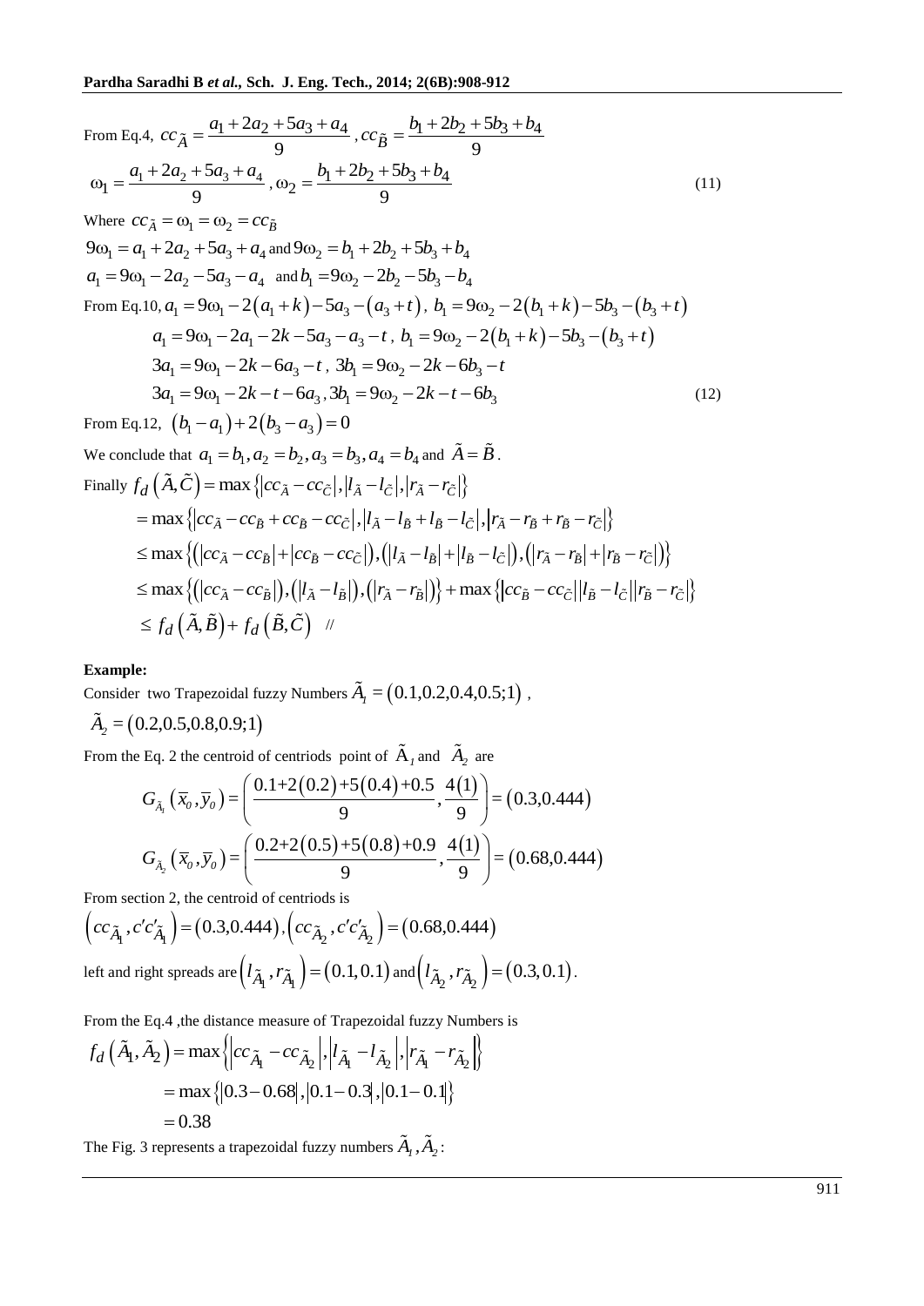From Eq.4, $cc_{\tilde{A}} = \dfrac{a_1 + 2a_2 + 5a_3 + a_4}{9}$ , $cc_{\tilde{B}} = \dfrac{b_1 + 2b_2 + 5b_3 + b_4}{9}$

$$\omega_1 = \frac{a_1 + 2a_2 + 5a_3 + a_4}{9}, \omega_2 = \frac{b_1 + 2b_2 + 5b_3 + b_4}{9} \tag{11}$$

Where $cc_{\tilde{A}} = \omega_1 = \omega_2 = cc_{\tilde{B}}$

$9\omega_1 = a_1 + 2a_2 + 5a_3 + a_4$ and $9\omega_2 = b_1 + 2b_2 + 5b_3 + b_4$

$a_1 = 9\omega_1 - 2a_2 - 5a_3 - a_4$ and $b_1 = 9\omega_2 - 2b_2 - 5b_3 - b_4$

From Eq.10, $a_1 = 9\omega_1 - 2(a_1 + k) - 5a_3 - (a_3 + t)$, $b_1 = 9\omega_2 - 2(b_1 + k) - 5b_3 - (b_3 + t)$

$$a_1 = 9\omega_1 - 2a_1 - 2k - 5a_3 - a_3 - t, \; b_1 = 9\omega_2 - 2(b_1 + k) - 5b_3 - (b_3 + t)$$

$$3a_1 = 9\omega_1 - 2k - 6a_3 - t, \; 3b_1 = 9\omega_2 - 2k - 6b_3 - t$$

$$3a_1 = 9\omega_1 - 2k - t - 6a_3, 3b_1 = 9\omega_2 - 2k - t - 6b_3 \tag{12}$$

From Eq.12, $(b_1 - a_1) + 2(b_3 - a_3) = 0$

We conclude that $a_1 = b_1, a_2 = b_2, a_3 = b_3, a_4 = b_4$ and $\tilde{A} = \tilde{B}$.

Finally $f_d(\tilde{A}, \tilde{C}) = \max\{|cc_{\tilde{A}} - cc_{\tilde{C}}|, |l_{\tilde{A}} - l_{\tilde{C}}|, |r_{\tilde{A}} - r_{\tilde{C}}|\}$

$$= \max\{|cc_{\tilde{A}} - cc_{\tilde{B}} + cc_{\tilde{B}} - cc_{\tilde{C}}|, |l_{\tilde{A}} - l_{\tilde{B}} + l_{\tilde{B}} - l_{\tilde{C}}|, |r_{\tilde{A}} - r_{\tilde{B}} + r_{\tilde{B}} - r_{\tilde{C}}|\}$$

$$\leq \max\{(|cc_{\tilde{A}} - cc_{\tilde{B}}| + |cc_{\tilde{B}} - cc_{\tilde{C}}|), (|l_{\tilde{A}} - l_{\tilde{B}}| + |l_{\tilde{B}} - l_{\tilde{C}}|), (|r_{\tilde{A}} - r_{\tilde{B}}| + |r_{\tilde{B}} - r_{\tilde{C}}|)\}$$

$$\leq \max\{(|cc_{\tilde{A}} - cc_{\tilde{B}}|), (|l_{\tilde{A}} - l_{\tilde{B}}|), (|r_{\tilde{A}} - r_{\tilde{B}}|)\} + \max\{|cc_{\tilde{B}} - cc_{\tilde{C}}||l_{\tilde{B}} - l_{\tilde{C}}||r_{\tilde{B}} - r_{\tilde{C}}|\}$$

$$\leq f_d(\tilde{A}, \tilde{B}) + f_d(\tilde{B}, \tilde{C}) \quad //$$

**Example:**

Consider two Trapezoidal fuzzy Numbers $\tilde{A}_1 = (0.1, 0.2, 0.4, 0.5; 1)$,

$\tilde{A}_2 = (0.2, 0.5, 0.8, 0.9; 1)$

From the Eq. 2 the centroid of centriods point of $\tilde{A}_1$ and $\tilde{A}_2$ are

$$G_{\tilde{A}_1}(\bar{x}_0, \bar{y}_0) = \left(\frac{0.1 + 2(0.2) + 5(0.4) + 0.5}{9}, \frac{4(1)}{9}\right) = (0.3, 0.444)$$

$$G_{\tilde{A}_2}(\bar{x}_0, \bar{y}_0) = \left(\frac{0.2 + 2(0.5) + 5(0.8) + 0.9}{9}, \frac{4(1)}{9}\right) = (0.68, 0.444)$$

From section 2, the centroid of centriods is

$(cc_{\tilde{A}_1}, c'c'_{\tilde{A}_1}) = (0.3, 0.444), (cc_{\tilde{A}_2}, c'c'_{\tilde{A}_2}) = (0.68, 0.444)$

left and right spreads are $(l_{\tilde{A}_1}, r_{\tilde{A}_1}) = (0.1, 0.1)$ and $(l_{\tilde{A}_2}, r_{\tilde{A}_2}) = (0.3, 0.1)$.

From the Eq.4 ,the distance measure of Trapezoidal fuzzy Numbers is

$$f_d(\tilde{A}_1, \tilde{A}_2) = \max\{|cc_{\tilde{A}_1} - cc_{\tilde{A}_2}|, |l_{\tilde{A}_1} - l_{\tilde{A}_2}|, |r_{\tilde{A}_1} - r_{\tilde{A}_2}|\}$$

$$= \max\{|0.3 - 0.68|, |0.1 - 0.3|, |0.1 - 0.1|\}$$

$$= 0.38$$

The Fig. 3 represents a trapezoidal fuzzy numbers $\tilde{A}_1, \tilde{A}_2$: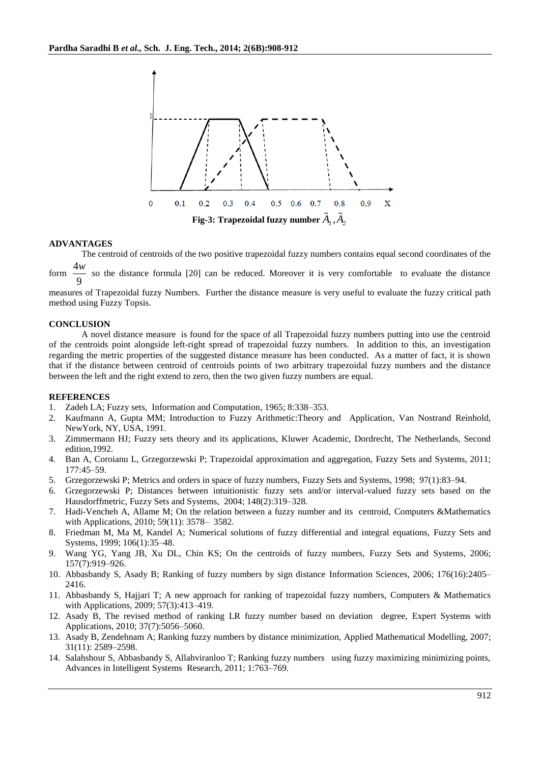Fig-3: Trapezoidal fuzzy number $\tilde{A}_1, \tilde{A}_2$

## ADVANTAGES

The centroid of centroids of the two positive trapezoidal fuzzy numbers contains equal second coordinates of the form $\frac{4w}{9}$ so the distance formula [20] can be reduced. Moreover it is very comfortable to evaluate the distance measures of Trapezoidal fuzzy Numbers. Further the distance measure is very useful to evaluate the fuzzy critical path method using Fuzzy Topsis.

## CONCLUSION

A novel distance measure is found for the space of all Trapezoidal fuzzy numbers putting into use the centroid of the centroids point alongside left-right spread of trapezoidal fuzzy numbers. In addition to this, an investigation regarding the metric properties of the suggested distance measure has been conducted. As a matter of fact, it is shown that if the distance between centroid of centroids points of two arbitrary trapezoidal fuzzy numbers and the distance between the left and the right extend to zero, then the two given fuzzy numbers are equal.

## REFERENCES

1. Zadeh LA; Fuzzy sets, Information and Computation, 1965; 8:338–353.
2. Kaufmann A, Gupta MM; Introduction to Fuzzy Arithmetic:Theory and Application, Van Nostrand Reinhold, NewYork, NY, USA, 1991.
3. Zimmermann HJ; Fuzzy sets theory and its applications, Kluwer Academic, Dordrecht, The Netherlands, Second edition,1992.
4. Ban A, Coroianu L, Grzegorzewski P; Trapezoidal approximation and aggregation, Fuzzy Sets and Systems, 2011; 177:45–59.
5. Grzegorzewski P; Metrics and orders in space of fuzzy numbers, Fuzzy Sets and Systems, 1998; 97(1):83–94.
6. Grzegorzewski P; Distances between intuitionistic fuzzy sets and/or interval-valued fuzzy sets based on the Hausdorffmetric, Fuzzy Sets and Systems, 2004; 148(2):319–328.
7. Hadi-Vencheh A, Allame M; On the relation between a fuzzy number and its centroid, Computers &Mathematics with Applications, 2010; 59(11): 3578– 3582.
8. Friedman M, Ma M, Kandel A; Numerical solutions of fuzzy differential and integral equations, Fuzzy Sets and Systems, 1999; 106(1):35–48.
9. Wang YG, Yang JB, Xu DL, Chin KS; On the centroids of fuzzy numbers, Fuzzy Sets and Systems, 2006; 157(7):919–926.
10. Abbasbandy S, Asady B; Ranking of fuzzy numbers by sign distance Information Sciences, 2006; 176(16):2405–2416.
11. Abbasbandy S, Hajjari T; A new approach for ranking of trapezoidal fuzzy numbers, Computers & Mathematics with Applications, 2009; 57(3):413–419.
12. Asady B, The revised method of ranking LR fuzzy number based on deviation degree, Expert Systems with Applications, 2010; 37(7):5056–5060.
13. Asady B, Zendehnam A; Ranking fuzzy numbers by distance minimization, Applied Mathematical Modelling, 2007; 31(11): 2589–2598.
14. Salahshour S, Abbasbandy S, Allahviranloo T; Ranking fuzzy numbers using fuzzy maximizing minimizing points, Advances in Intelligent Systems Research, 2011; 1:763–769.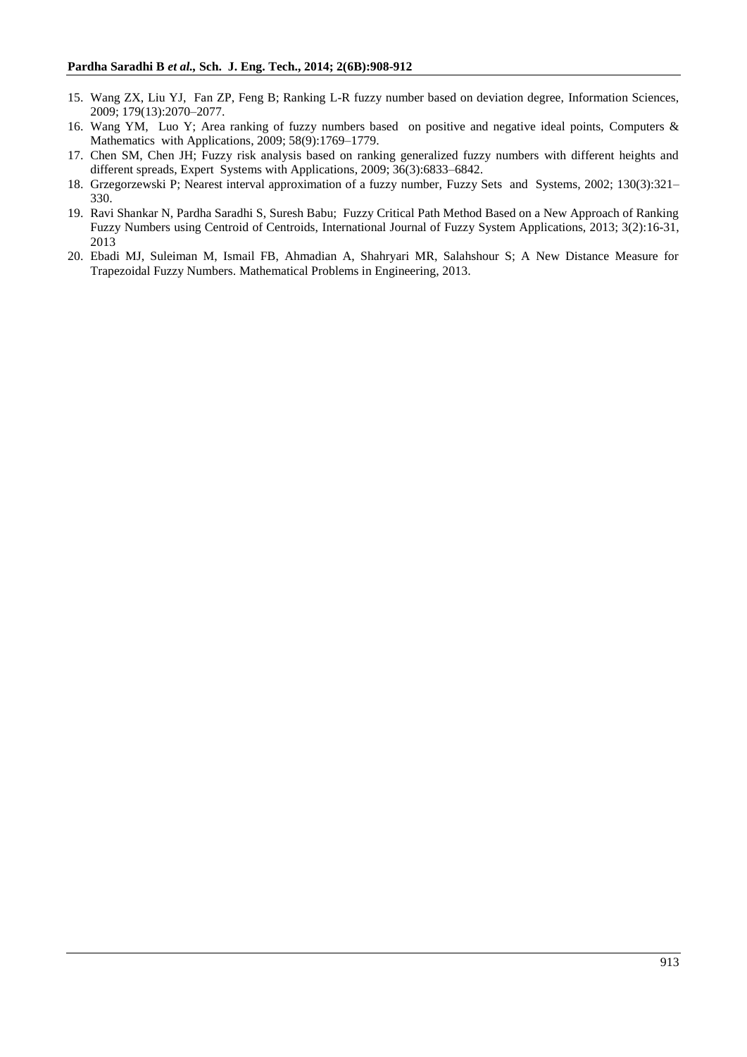15. Wang ZX, Liu YJ, Fan ZP, Feng B; Ranking L-R fuzzy number based on deviation degree, Information Sciences, 2009; 179(13):2070–2077.
16. Wang YM, Luo Y; Area ranking of fuzzy numbers based on positive and negative ideal points, Computers & Mathematics with Applications, 2009; 58(9):1769–1779.
17. Chen SM, Chen JH; Fuzzy risk analysis based on ranking generalized fuzzy numbers with different heights and different spreads, Expert Systems with Applications, 2009; 36(3):6833–6842.
18. Grzegorzewski P; Nearest interval approximation of a fuzzy number, Fuzzy Sets and Systems, 2002; 130(3):321–330.
19. Ravi Shankar N, Pardha Saradhi S, Suresh Babu; Fuzzy Critical Path Method Based on a New Approach of Ranking Fuzzy Numbers using Centroid of Centroids, International Journal of Fuzzy System Applications, 2013; 3(2):16-31, 2013
20. Ebadi MJ, Suleiman M, Ismail FB, Ahmadian A, Shahryari MR, Salahshour S; A New Distance Measure for Trapezoidal Fuzzy Numbers. Mathematical Problems in Engineering, 2013.